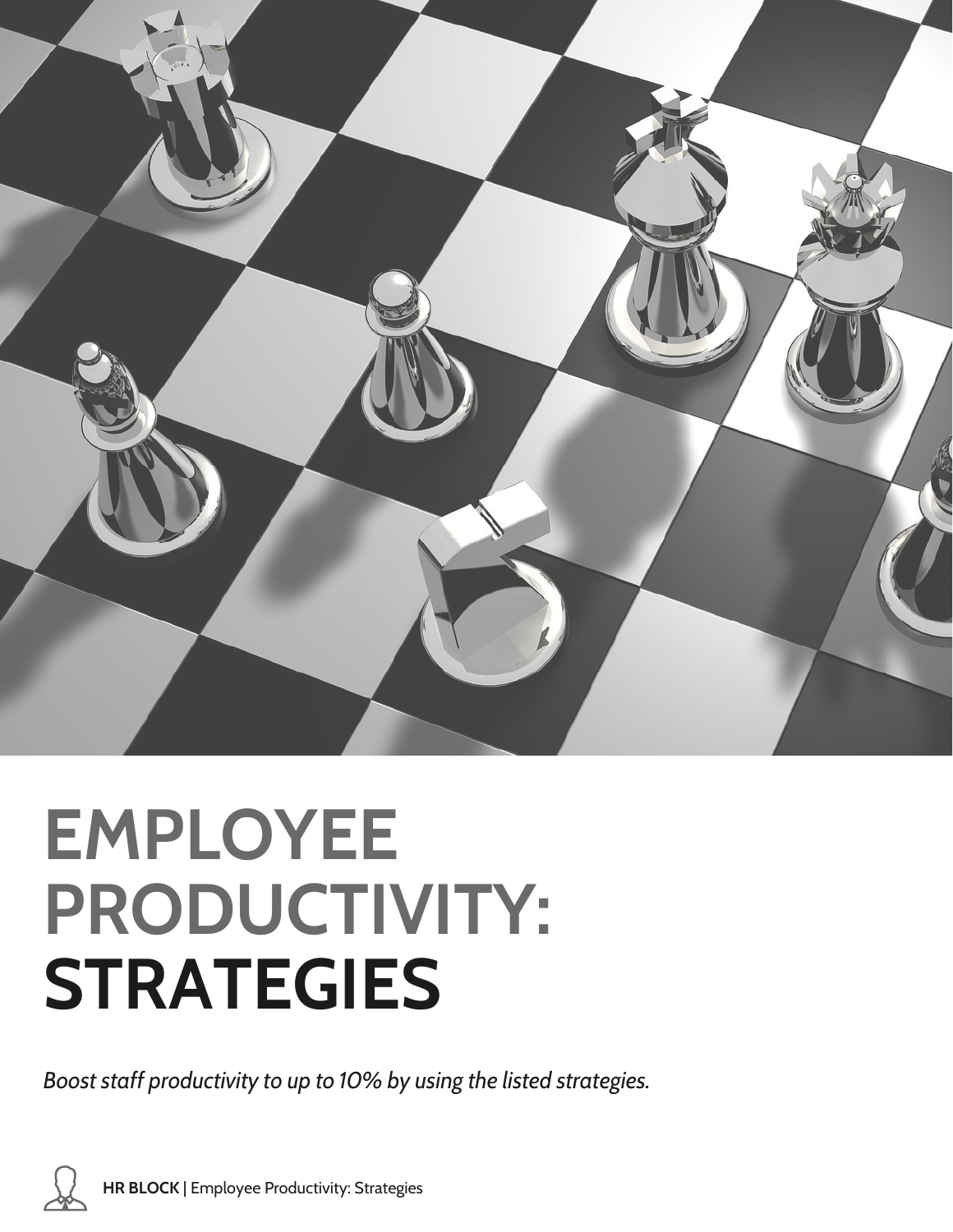# EMPLOYEE PRODUCTIVITY: STRATEGIES

*Boost staff productivity to up to 10% by using the listed strategies.*

**HR BLOCK** | Employee Productivity: Strategies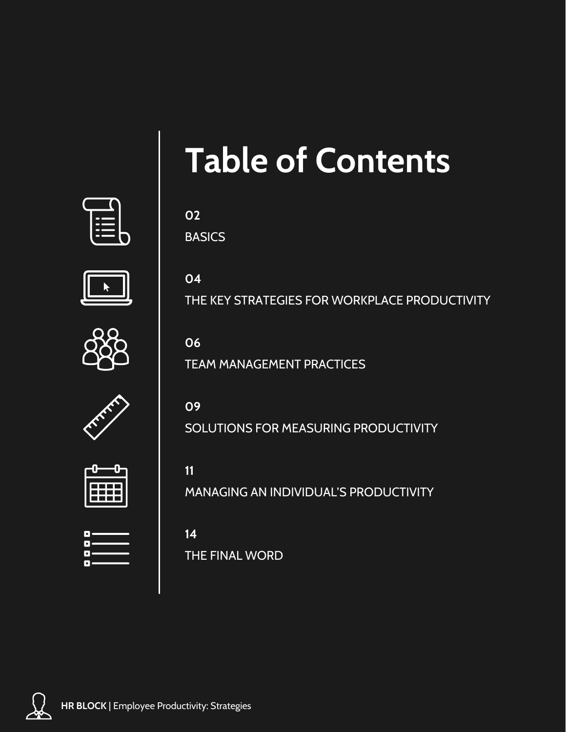# Table of Contents

**02**
BASICS

**04**
THE KEY STRATEGIES FOR WORKPLACE PRODUCTIVITY

**06**
TEAM MANAGEMENT PRACTICES

**09**
SOLUTIONS FOR MEASURING PRODUCTIVITY

**11**
MANAGING AN INDIVIDUAL'S PRODUCTIVITY

**14**
THE FINAL WORD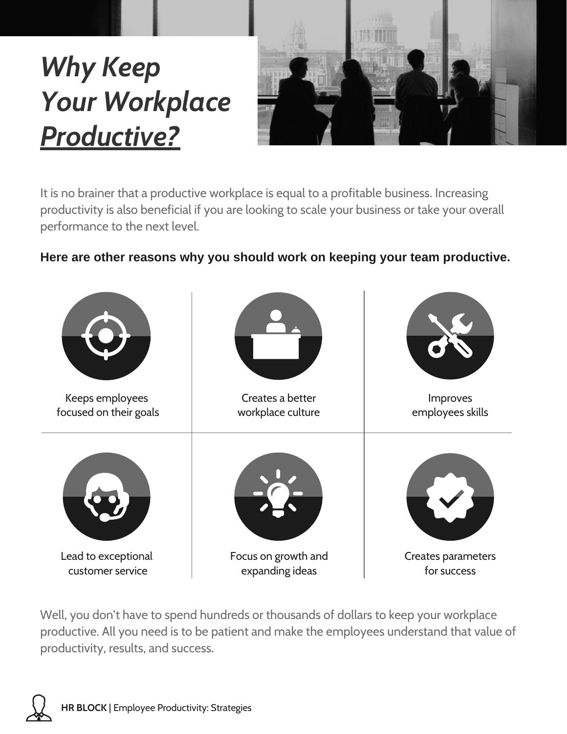# *Why Keep Your Workplace Productive?*

It is no brainer that a productive workplace is equal to a profitable business. Increasing productivity is also beneficial if you are looking to scale your business or take your overall performance to the next level.

**Here are other reasons why you should work on keeping your team productive.**

| | | |
|---|---|---|
| Keeps employees focused on their goals | Creates a better workplace culture | Improves employees skills |
| Lead to exceptional customer service | Focus on growth and expanding ideas | Creates parameters for success |

Well, you don't have to spend hundreds or thousands of dollars to keep your workplace productive. All you need is to be patient and make the employees understand that value of productivity, results, and success.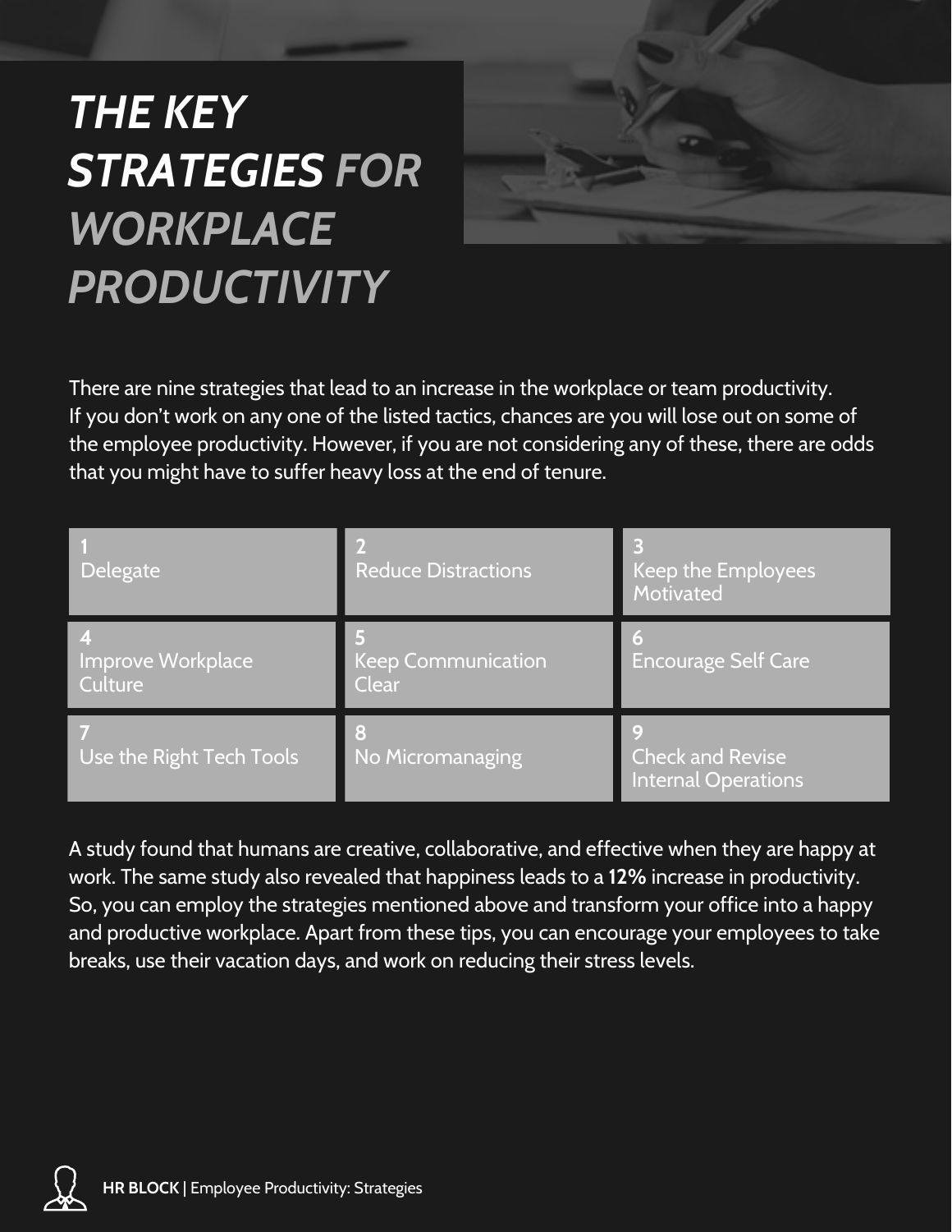# *THE KEY STRATEGIES FOR WORKPLACE PRODUCTIVITY*

There are nine strategies that lead to an increase in the workplace or team productivity. If you don't work on any one of the listed tactics, chances are you will lose out on some of the employee productivity. However, if you are not considering any of these, there are odds that you might have to suffer heavy loss at the end of tenure.

| | | |
|---|---|---|
| 1<br>Delegate | 2<br>Reduce Distractions | 3<br>Keep the Employees Motivated |
| 4<br>Improve Workplace Culture | 5<br>Keep Communication Clear | 6<br>Encourage Self Care |
| 7<br>Use the Right Tech Tools | 8<br>No Micromanaging | 9<br>Check and Revise Internal Operations |

A study found that humans are creative, collaborative, and effective when they are happy at work. The same study also revealed that happiness leads to a **12%** increase in productivity. So, you can employ the strategies mentioned above and transform your office into a happy and productive workplace. Apart from these tips, you can encourage your employees to take breaks, use their vacation days, and work on reducing their stress levels.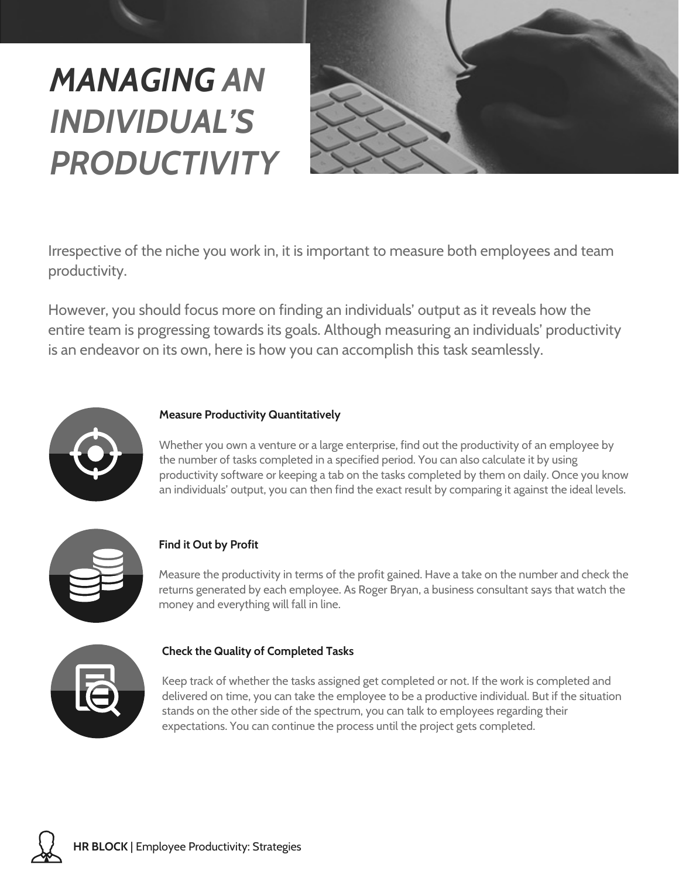# *MANAGING AN INDIVIDUAL'S PRODUCTIVITY*

Irrespective of the niche you work in, it is important to measure both employees and team productivity.

However, you should focus more on finding an individuals' output as it reveals how the entire team is progressing towards its goals. Although measuring an individuals' productivity is an endeavor on its own, here is how you can accomplish this task seamlessly.

**Measure Productivity Quantitatively**

Whether you own a venture or a large enterprise, find out the productivity of an employee by the number of tasks completed in a specified period. You can also calculate it by using productivity software or keeping a tab on the tasks completed by them on daily. Once you know an individuals' output, you can then find the exact result by comparing it against the ideal levels.

**Find it Out by Profit**

Measure the productivity in terms of the profit gained. Have a take on the number and check the returns generated by each employee. As Roger Bryan, a business consultant says that watch the money and everything will fall in line.

**Check the Quality of Completed Tasks**

Keep track of whether the tasks assigned get completed or not. If the work is completed and delivered on time, you can take the employee to be a productive individual. But if the situation stands on the other side of the spectrum, you can talk to employees regarding their expectations. You can continue the process until the project gets completed.